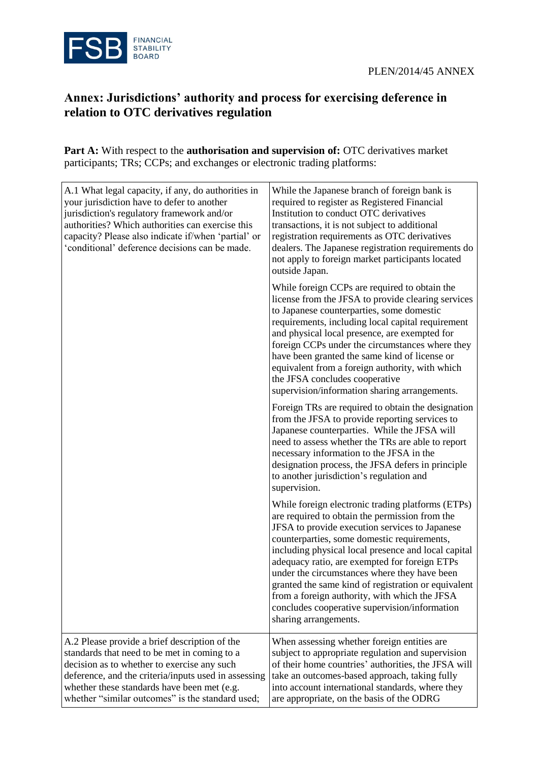PLEN/2014/45 ANNEX

## Annex: Jurisdictions' authority and process for exercising deference in relation to OTC derivatives regulation

**Part A:** With respect to the **authorisation and supervision of:** OTC derivatives market participants; TRs; CCPs; and exchanges or electronic trading platforms:

| | |
|---|---|
| A.1 What legal capacity, if any, do authorities in your jurisdiction have to defer to another jurisdiction's regulatory framework and/or authorities? Which authorities can exercise this capacity? Please also indicate if/when 'partial' or 'conditional' deference decisions can be made. | While the Japanese branch of foreign bank is required to register as Registered Financial Institution to conduct OTC derivatives transactions, it is not subject to additional registration requirements as OTC derivatives dealers. The Japanese registration requirements do not apply to foreign market participants located outside Japan.<br><br>While foreign CCPs are required to obtain the license from the JFSA to provide clearing services to Japanese counterparties, some domestic requirements, including local capital requirement and physical local presence, are exempted for foreign CCPs under the circumstances where they have been granted the same kind of license or equivalent from a foreign authority, with which the JFSA concludes cooperative supervision/information sharing arrangements.<br><br>Foreign TRs are required to obtain the designation from the JFSA to provide reporting services to Japanese counterparties. While the JFSA will need to assess whether the TRs are able to report necessary information to the JFSA in the designation process, the JFSA defers in principle to another jurisdiction's regulation and supervision.<br><br>While foreign electronic trading platforms (ETPs) are required to obtain the permission from the JFSA to provide execution services to Japanese counterparties, some domestic requirements, including physical local presence and local capital adequacy ratio, are exempted for foreign ETPs under the circumstances where they have been granted the same kind of registration or equivalent from a foreign authority, with which the JFSA concludes cooperative supervision/information sharing arrangements. |
| A.2 Please provide a brief description of the standards that need to be met in coming to a decision as to whether to exercise any such deference, and the criteria/inputs used in assessing whether these standards have been met (e.g. whether "similar outcomes" is the standard used; | When assessing whether foreign entities are subject to appropriate regulation and supervision of their home countries' authorities, the JFSA will take an outcomes-based approach, taking fully into account international standards, where they are appropriate, on the basis of the ODRG |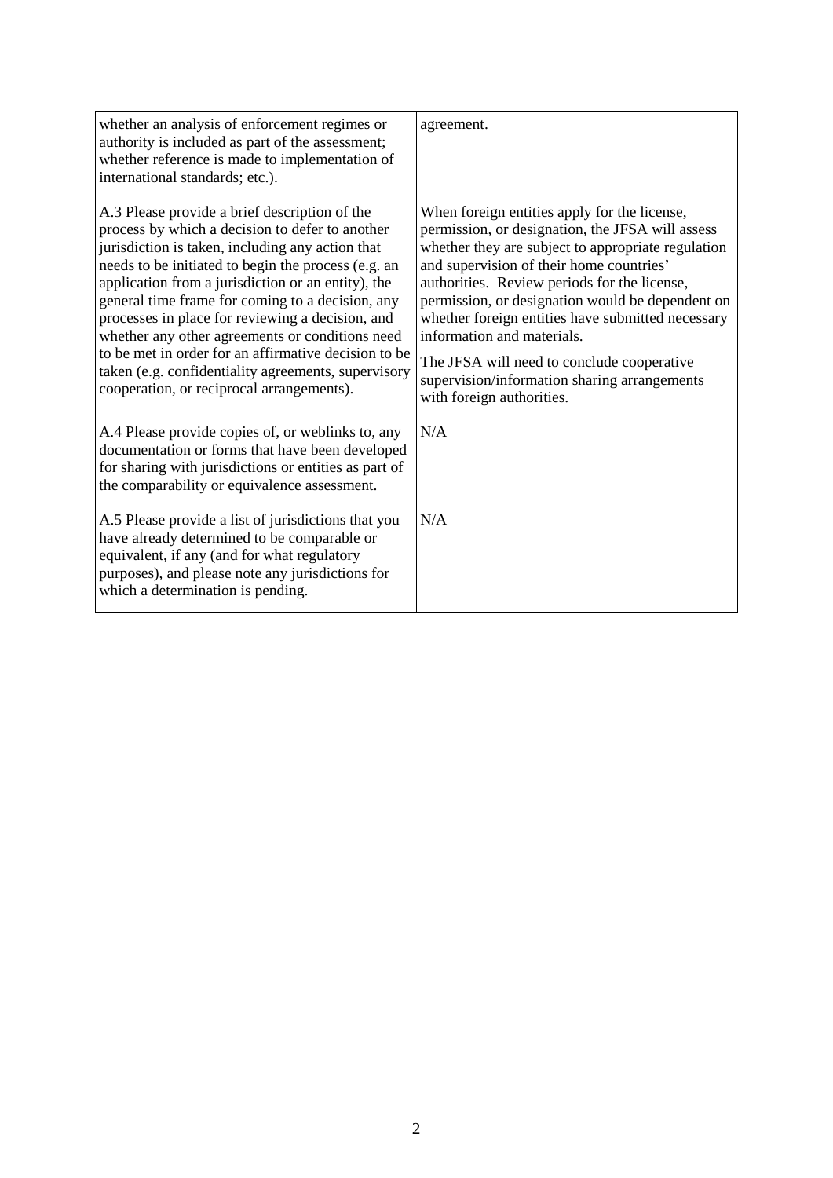| | |
|---|---|
| whether an analysis of enforcement regimes or authority is included as part of the assessment; whether reference is made to implementation of international standards; etc.). | agreement. |
| A.3 Please provide a brief description of the process by which a decision to defer to another jurisdiction is taken, including any action that needs to be initiated to begin the process (e.g. an application from a jurisdiction or an entity), the general time frame for coming to a decision, any processes in place for reviewing a decision, and whether any other agreements or conditions need to be met in order for an affirmative decision to be taken (e.g. confidentiality agreements, supervisory cooperation, or reciprocal arrangements). | When foreign entities apply for the license, permission, or designation, the JFSA will assess whether they are subject to appropriate regulation and supervision of their home countries' authorities. Review periods for the license, permission, or designation would be dependent on whether foreign entities have submitted necessary information and materials.<br><br>The JFSA will need to conclude cooperative supervision/information sharing arrangements with foreign authorities. |
| A.4 Please provide copies of, or weblinks to, any documentation or forms that have been developed for sharing with jurisdictions or entities as part of the comparability or equivalence assessment. | N/A |
| A.5 Please provide a list of jurisdictions that you have already determined to be comparable or equivalent, if any (and for what regulatory purposes), and please note any jurisdictions for which a determination is pending. | N/A |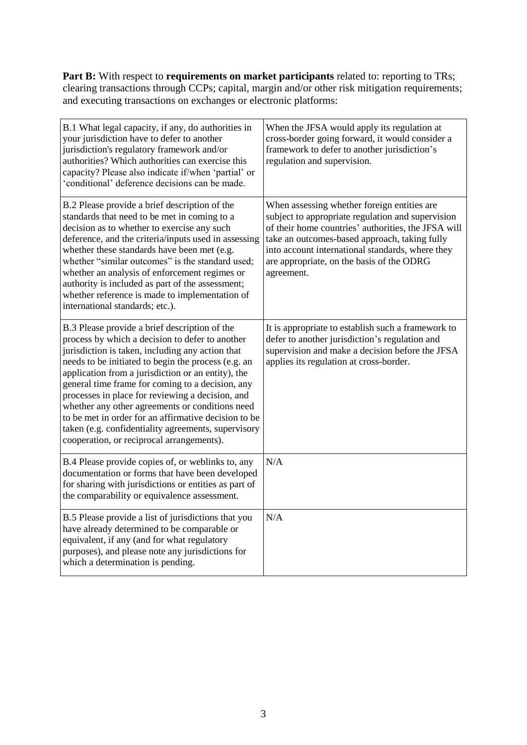**Part B:** With respect to **requirements on market participants** related to: reporting to TRs; clearing transactions through CCPs; capital, margin and/or other risk mitigation requirements; and executing transactions on exchanges or electronic platforms:

| | |
|---|---|
| B.1 What legal capacity, if any, do authorities in your jurisdiction have to defer to another jurisdiction's regulatory framework and/or authorities? Which authorities can exercise this capacity? Please also indicate if/when 'partial' or 'conditional' deference decisions can be made. | When the JFSA would apply its regulation at cross-border going forward, it would consider a framework to defer to another jurisdiction's regulation and supervision. |
| B.2 Please provide a brief description of the standards that need to be met in coming to a decision as to whether to exercise any such deference, and the criteria/inputs used in assessing whether these standards have been met (e.g. whether "similar outcomes" is the standard used; whether an analysis of enforcement regimes or authority is included as part of the assessment; whether reference is made to implementation of international standards; etc.). | When assessing whether foreign entities are subject to appropriate regulation and supervision of their home countries' authorities, the JFSA will take an outcomes-based approach, taking fully into account international standards, where they are appropriate, on the basis of the ODRG agreement. |
| B.3 Please provide a brief description of the process by which a decision to defer to another jurisdiction is taken, including any action that needs to be initiated to begin the process (e.g. an application from a jurisdiction or an entity), the general time frame for coming to a decision, any processes in place for reviewing a decision, and whether any other agreements or conditions need to be met in order for an affirmative decision to be taken (e.g. confidentiality agreements, supervisory cooperation, or reciprocal arrangements). | It is appropriate to establish such a framework to defer to another jurisdiction's regulation and supervision and make a decision before the JFSA applies its regulation at cross-border. |
| B.4 Please provide copies of, or weblinks to, any documentation or forms that have been developed for sharing with jurisdictions or entities as part of the comparability or equivalence assessment. | N/A |
| B.5 Please provide a list of jurisdictions that you have already determined to be comparable or equivalent, if any (and for what regulatory purposes), and please note any jurisdictions for which a determination is pending. | N/A |